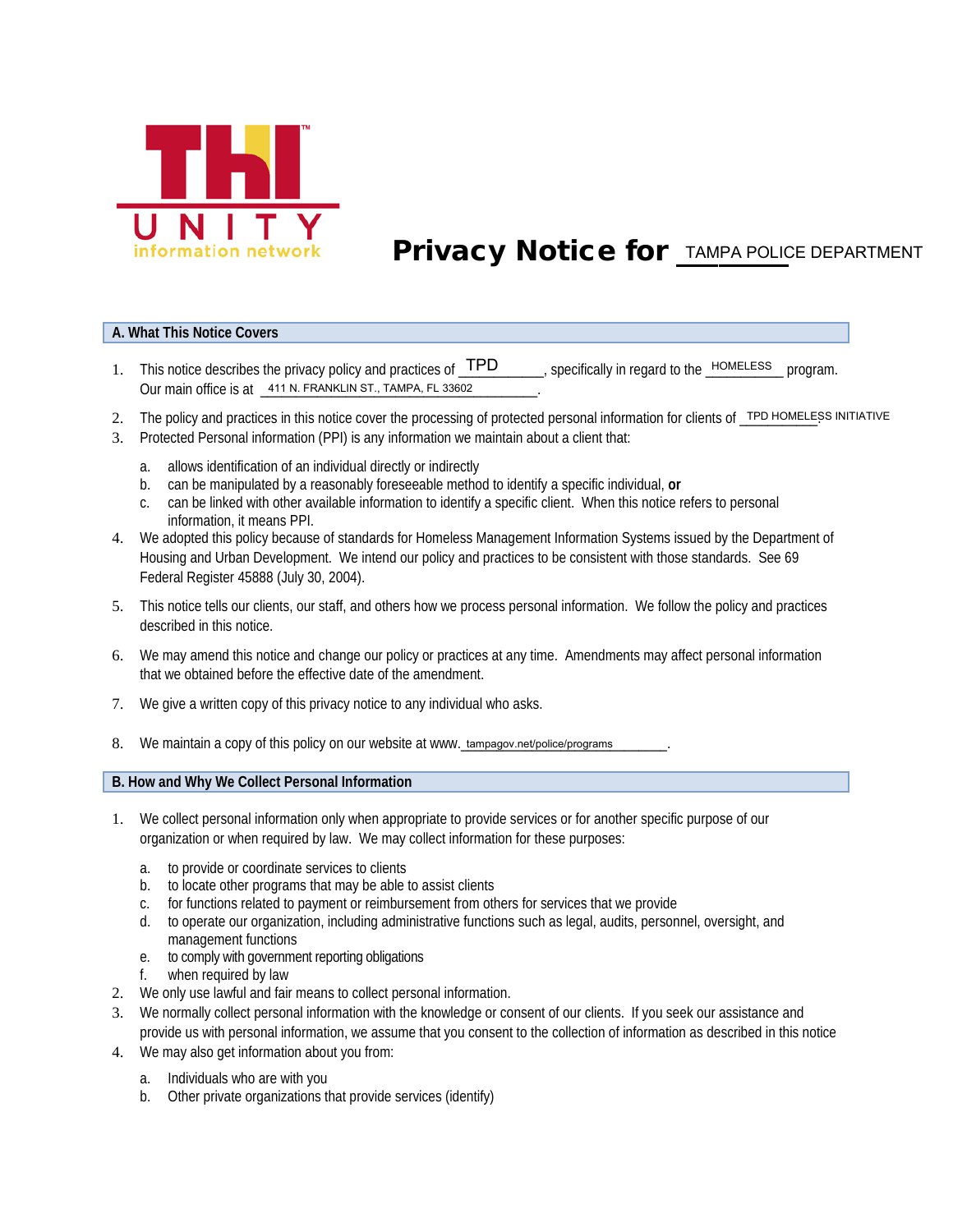THI UNITY information network

# Privacy Notice for TAMPA POLICE DEPARTMENT

## A. What This Notice Covers

1. This notice describes the privacy policy and practices of TPD, specifically in regard to the HOMELESS program. Our main office is at 411 N. FRANKLIN ST., TAMPA, FL 33602.
2. The policy and practices in this notice cover the processing of protected personal information for clients of TPD HOMELESS INITIATIVE.
3. Protected Personal information (PPI) is any information we maintain about a client that:
   a. allows identification of an individual directly or indirectly
   b. can be manipulated by a reasonably foreseeable method to identify a specific individual, **or**
   c. can be linked with other available information to identify a specific client. When this notice refers to personal information, it means PPI.
4. We adopted this policy because of standards for Homeless Management Information Systems issued by the Department of Housing and Urban Development. We intend our policy and practices to be consistent with those standards. See 69 Federal Register 45888 (July 30, 2004).
5. This notice tells our clients, our staff, and others how we process personal information. We follow the policy and practices described in this notice.
6. We may amend this notice and change our policy or practices at any time. Amendments may affect personal information that we obtained before the effective date of the amendment.
7. We give a written copy of this privacy notice to any individual who asks.
8. We maintain a copy of this policy on our website at www. tampagov.net/police/programs.

## B. How and Why We Collect Personal Information

1. We collect personal information only when appropriate to provide services or for another specific purpose of our organization or when required by law. We may collect information for these purposes:
   a. to provide or coordinate services to clients
   b. to locate other programs that may be able to assist clients
   c. for functions related to payment or reimbursement from others for services that we provide
   d. to operate our organization, including administrative functions such as legal, audits, personnel, oversight, and management functions
   e. to comply with government reporting obligations
   f. when required by law
2. We only use lawful and fair means to collect personal information.
3. We normally collect personal information with the knowledge or consent of our clients. If you seek our assistance and provide us with personal information, we assume that you consent to the collection of information as described in this notice
4. We may also get information about you from:
   a. Individuals who are with you
   b. Other private organizations that provide services (identify)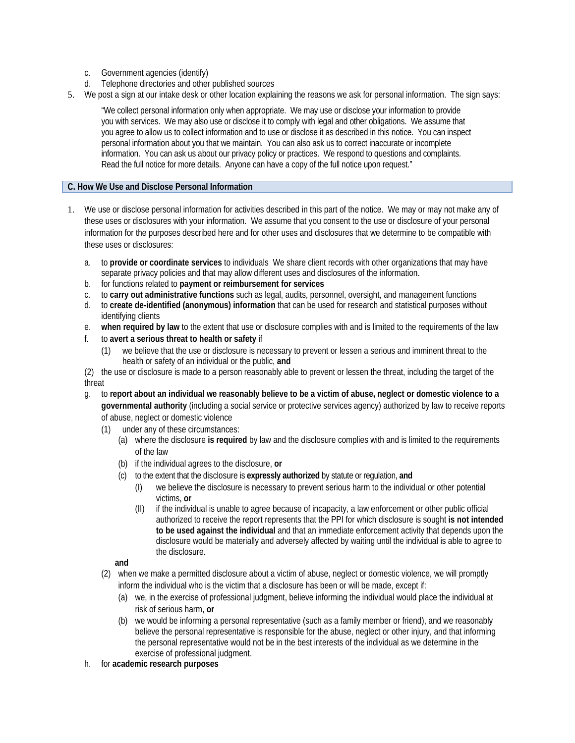c. Government agencies (identify)
d. Telephone directories and other published sources

5. We post a sign at our intake desk or other location explaining the reasons we ask for personal information. The sign says:

   "We collect personal information only when appropriate. We may use or disclose your information to provide you with services. We may also use or disclose it to comply with legal and other obligations. We assume that you agree to allow us to collect information and to use or disclose it as described in this notice. You can inspect personal information about you that we maintain. You can also ask us to correct inaccurate or incomplete information. You can ask us about our privacy policy or practices. We respond to questions and complaints. Read the full notice for more details. Anyone can have a copy of the full notice upon request."

## C. How We Use and Disclose Personal Information

1. We use or disclose personal information for activities described in this part of the notice. We may or may not make any of these uses or disclosures with your information. We assume that you consent to the use or disclosure of your personal information for the purposes described here and for other uses and disclosures that we determine to be compatible with these uses or disclosures:

   a. to **provide or coordinate services** to individuals We share client records with other organizations that may have separate privacy policies and that may allow different uses and disclosures of the information.
   b. for functions related to **payment or reimbursement for services**
   c. to **carry out administrative functions** such as legal, audits, personnel, oversight, and management functions
   d. to **create de-identified (anonymous) information** that can be used for research and statistical purposes without identifying clients
   e. **when required by law** to the extent that use or disclosure complies with and is limited to the requirements of the law
   f. to **avert a serious threat to health or safety** if
      (1) we believe that the use or disclosure is necessary to prevent or lessen a serious and imminent threat to the health or safety of an individual or the public, **and**
      (2) the use or disclosure is made to a person reasonably able to prevent or lessen the threat, including the target of the threat
   g. to **report about an individual we reasonably believe to be a victim of abuse, neglect or domestic violence to a governmental authority** (including a social service or protective services agency) authorized by law to receive reports of abuse, neglect or domestic violence
      (1) under any of these circumstances:
         (a) where the disclosure **is required** by law and the disclosure complies with and is limited to the requirements of the law
         (b) if the individual agrees to the disclosure, **or**
         (c) to the extent that the disclosure is **expressly authorized** by statute or regulation, **and**
            (I) we believe the disclosure is necessary to prevent serious harm to the individual or other potential victims, **or**
            (II) if the individual is unable to agree because of incapacity, a law enforcement or other public official authorized to receive the report represents that the PPI for which disclosure is sought **is not intended to be used against the individual** and that an immediate enforcement activity that depends upon the disclosure would be materially and adversely affected by waiting until the individual is able to agree to the disclosure.

         **and**

      (2) when we make a permitted disclosure about a victim of abuse, neglect or domestic violence, we will promptly inform the individual who is the victim that a disclosure has been or will be made, except if:
         (a) we, in the exercise of professional judgment, believe informing the individual would place the individual at risk of serious harm, **or**
         (b) we would be informing a personal representative (such as a family member or friend), and we reasonably believe the personal representative is responsible for the abuse, neglect or other injury, and that informing the personal representative would not be in the best interests of the individual as we determine in the exercise of professional judgment.
   h. for **academic research purposes**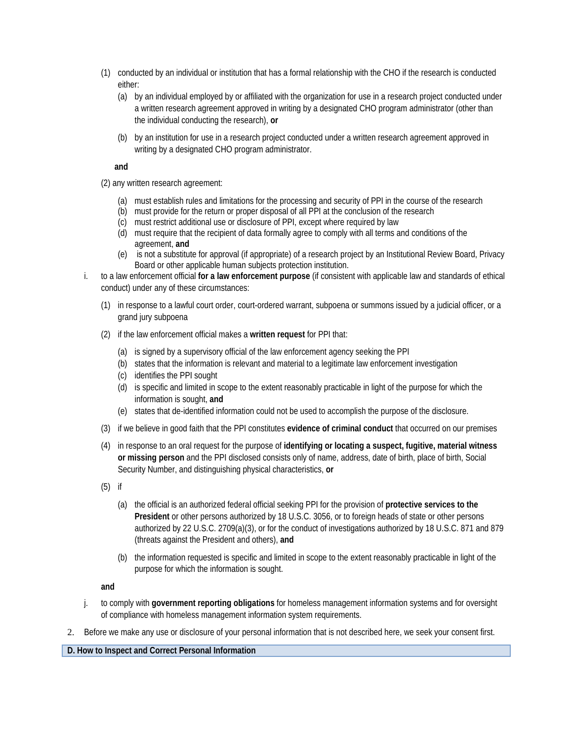(1) conducted by an individual or institution that has a formal relationship with the CHO if the research is conducted either:

   (a) by an individual employed by or affiliated with the organization for use in a research project conducted under a written research agreement approved in writing by a designated CHO program administrator (other than the individual conducting the research), **or**

   (b) by an institution for use in a research project conducted under a written research agreement approved in writing by a designated CHO program administrator.

**and**

(2) any written research agreement:

   (a) must establish rules and limitations for the processing and security of PPI in the course of the research
   (b) must provide for the return or proper disposal of all PPI at the conclusion of the research
   (c) must restrict additional use or disclosure of PPI, except where required by law
   (d) must require that the recipient of data formally agree to comply with all terms and conditions of the agreement, **and**
   (e) is not a substitute for approval (if appropriate) of a research project by an Institutional Review Board, Privacy Board or other applicable human subjects protection institution.

i. to a law enforcement official **for a law enforcement purpose** (if consistent with applicable law and standards of ethical conduct) under any of these circumstances:

   (1) in response to a lawful court order, court-ordered warrant, subpoena or summons issued by a judicial officer, or a grand jury subpoena

   (2) if the law enforcement official makes a **written request** for PPI that:

      (a) is signed by a supervisory official of the law enforcement agency seeking the PPI
      (b) states that the information is relevant and material to a legitimate law enforcement investigation
      (c) identifies the PPI sought
      (d) is specific and limited in scope to the extent reasonably practicable in light of the purpose for which the information is sought, **and**
      (e) states that de-identified information could not be used to accomplish the purpose of the disclosure.

   (3) if we believe in good faith that the PPI constitutes **evidence of criminal conduct** that occurred on our premises

   (4) in response to an oral request for the purpose of **identifying or locating a suspect, fugitive, material witness or missing person** and the PPI disclosed consists only of name, address, date of birth, place of birth, Social Security Number, and distinguishing physical characteristics, **or**

   (5) if

      (a) the official is an authorized federal official seeking PPI for the provision of **protective services to the President** or other persons authorized by 18 U.S.C. 3056, or to foreign heads of state or other persons authorized by 22 U.S.C. 2709(a)(3), or for the conduct of investigations authorized by 18 U.S.C. 871 and 879 (threats against the President and others), **and**

      (b) the information requested is specific and limited in scope to the extent reasonably practicable in light of the purpose for which the information is sought.

   **and**

j. to comply with **government reporting obligations** for homeless management information systems and for oversight of compliance with homeless management information system requirements.

2. Before we make any use or disclosure of your personal information that is not described here, we seek your consent first.

## D. How to Inspect and Correct Personal Information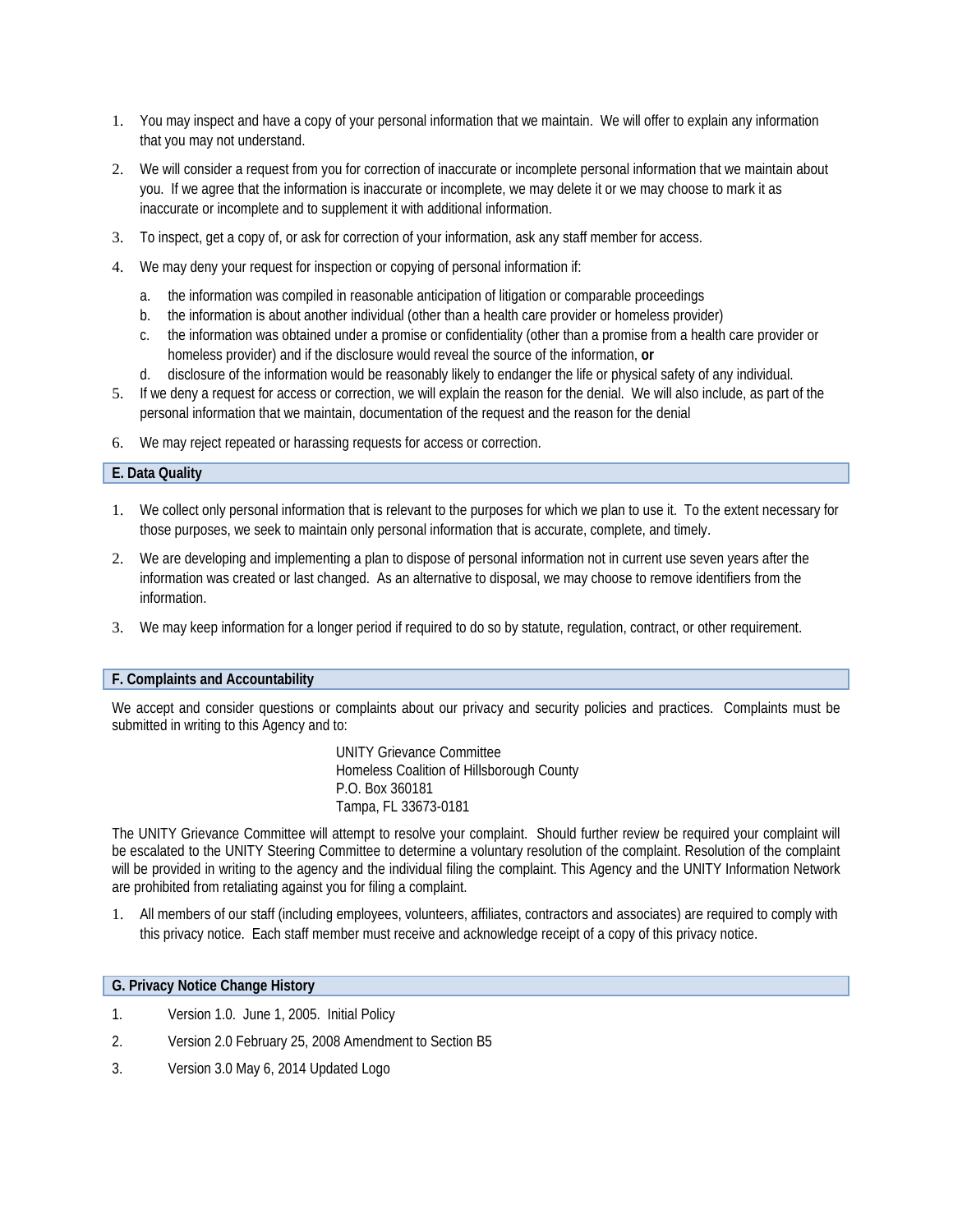1. You may inspect and have a copy of your personal information that we maintain. We will offer to explain any information that you may not understand.

2. We will consider a request from you for correction of inaccurate or incomplete personal information that we maintain about you. If we agree that the information is inaccurate or incomplete, we may delete it or we may choose to mark it as inaccurate or incomplete and to supplement it with additional information.

3. To inspect, get a copy of, or ask for correction of your information, ask any staff member for access.

4. We may deny your request for inspection or copying of personal information if:

   a. the information was compiled in reasonable anticipation of litigation or comparable proceedings
   b. the information is about another individual (other than a health care provider or homeless provider)
   c. the information was obtained under a promise or confidentiality (other than a promise from a health care provider or homeless provider) and if the disclosure would reveal the source of the information, **or**
   d. disclosure of the information would be reasonably likely to endanger the life or physical safety of any individual.

5. If we deny a request for access or correction, we will explain the reason for the denial. We will also include, as part of the personal information that we maintain, documentation of the request and the reason for the denial

6. We may reject repeated or harassing requests for access or correction.

## E. Data Quality

1. We collect only personal information that is relevant to the purposes for which we plan to use it. To the extent necessary for those purposes, we seek to maintain only personal information that is accurate, complete, and timely.

2. We are developing and implementing a plan to dispose of personal information not in current use seven years after the information was created or last changed. As an alternative to disposal, we may choose to remove identifiers from the information.

3. We may keep information for a longer period if required to do so by statute, regulation, contract, or other requirement.

## F. Complaints and Accountability

We accept and consider questions or complaints about our privacy and security policies and practices. Complaints must be submitted in writing to this Agency and to:

UNITY Grievance Committee
Homeless Coalition of Hillsborough County
P.O. Box 360181
Tampa, FL 33673-0181

The UNITY Grievance Committee will attempt to resolve your complaint. Should further review be required your complaint will be escalated to the UNITY Steering Committee to determine a voluntary resolution of the complaint. Resolution of the complaint will be provided in writing to the agency and the individual filing the complaint. This Agency and the UNITY Information Network are prohibited from retaliating against you for filing a complaint.

1. All members of our staff (including employees, volunteers, affiliates, contractors and associates) are required to comply with this privacy notice. Each staff member must receive and acknowledge receipt of a copy of this privacy notice.

## G. Privacy Notice Change History

1. Version 1.0. June 1, 2005. Initial Policy
2. Version 2.0 February 25, 2008 Amendment to Section B5
3. Version 3.0 May 6, 2014 Updated Logo